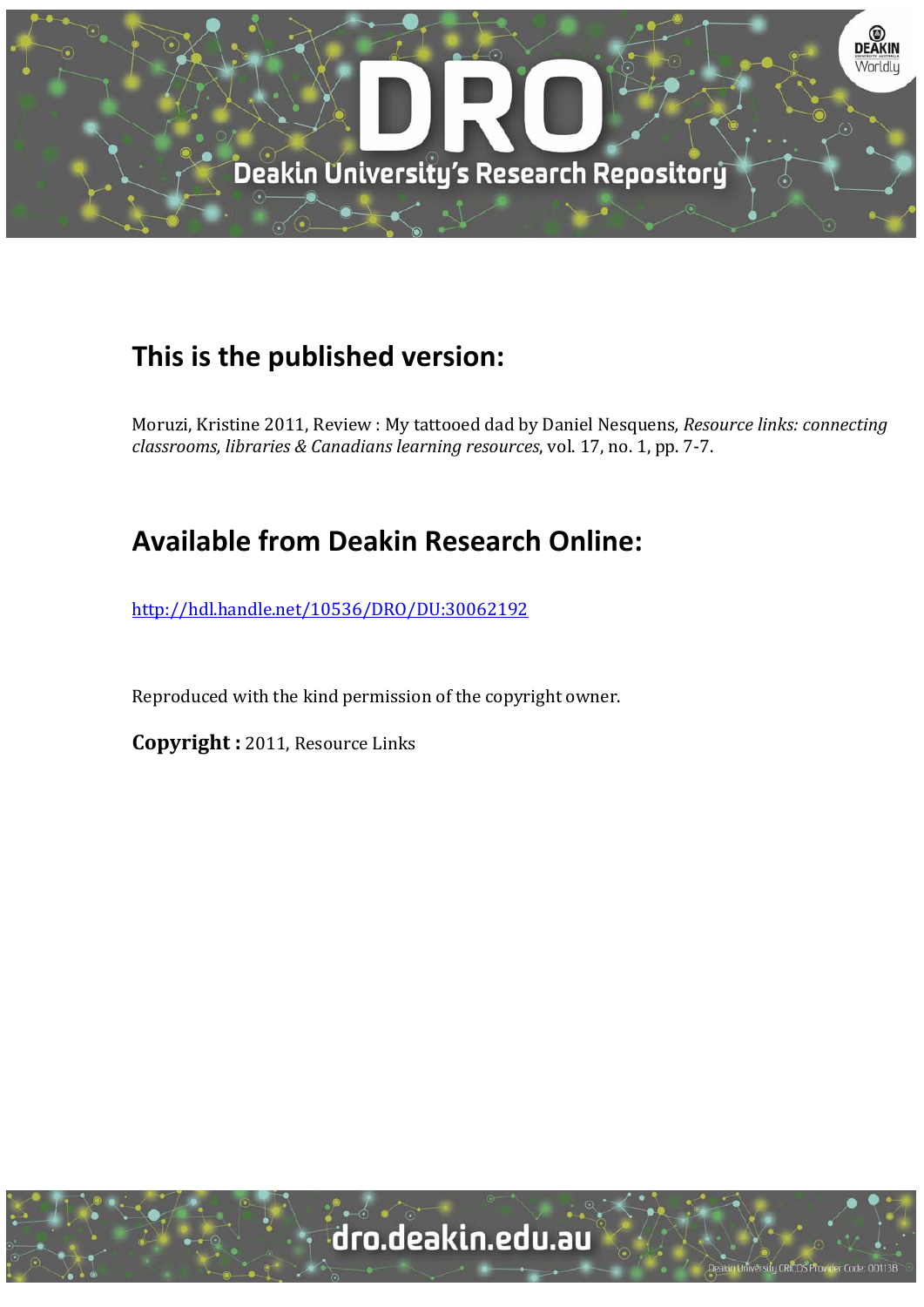## This is the published version:

Moruzi, Kristine 2011, Review : My tattooed dad by Daniel Nesquens, *Resource links: connecting classrooms, libraries & Canadians learning resources*, vol. 17, no. 1, pp. 7-7.

## Available from Deakin Research Online:

http://hdl.handle.net/10536/DRO/DU:30062192

Reproduced with the kind permission of the copyright owner.

**Copyright :** 2011, Resource Links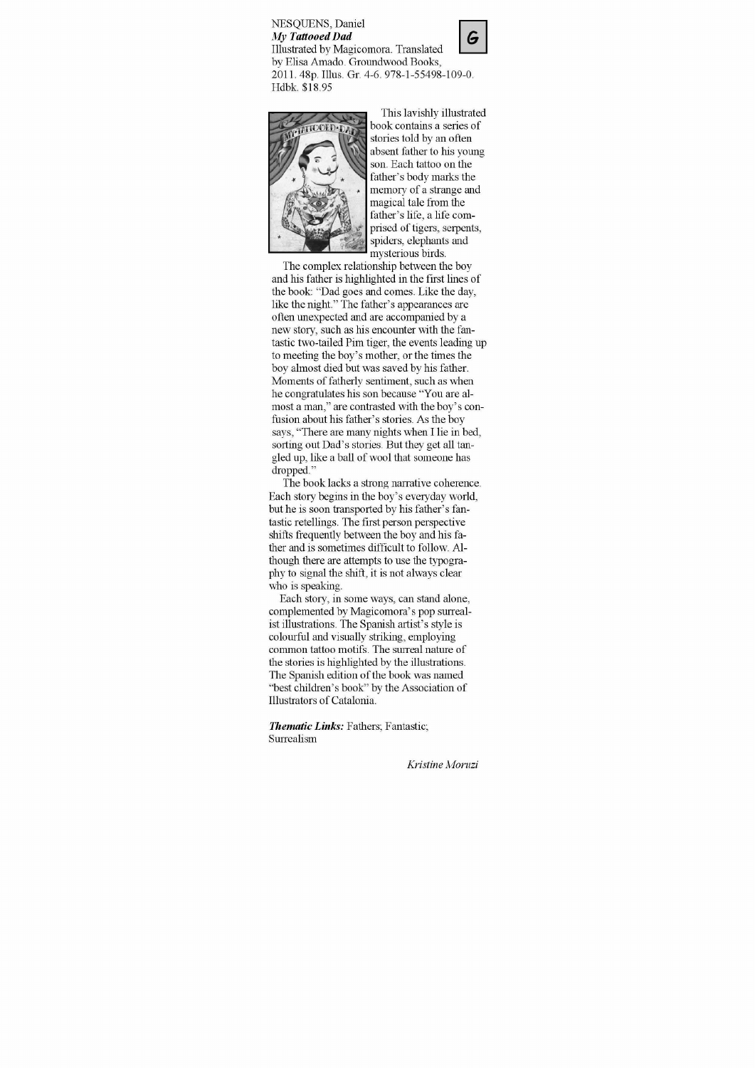NESQUENS, Daniel
***My Tattooed Dad***
Illustrated by Magicomora. Translated by Elisa Amado. Groundwood Books, 2011. 48p. Illus. Gr. 4-6. 978-1-55498-109-0. Hdbk. $18.95

**G**

This lavishly illustrated book contains a series of stories told by an often absent father to his young son. Each tattoo on the father's body marks the memory of a strange and magical tale from the father's life, a life comprised of tigers, serpents, spiders, elephants and mysterious birds.

The complex relationship between the boy and his father is highlighted in the first lines of the book: "Dad goes and comes. Like the day, like the night." The father's appearances are often unexpected and are accompanied by a new story, such as his encounter with the fantastic two-tailed Pim tiger, the events leading up to meeting the boy's mother, or the times the boy almost died but was saved by his father. Moments of fatherly sentiment, such as when he congratulates his son because "You are almost a man," are contrasted with the boy's confusion about his father's stories. As the boy says, "There are many nights when I lie in bed, sorting out Dad's stories. But they get all tangled up, like a ball of wool that someone has dropped."

The book lacks a strong narrative coherence. Each story begins in the boy's everyday world, but he is soon transported by his father's fantastic retellings. The first person perspective shifts frequently between the boy and his father and is sometimes difficult to follow. Although there are attempts to use the typography to signal the shift, it is not always clear who is speaking.

Each story, in some ways, can stand alone, complemented by Magicomora's pop surrealist illustrations. The Spanish artist's style is colourful and visually striking, employing common tattoo motifs. The surreal nature of the stories is highlighted by the illustrations. The Spanish edition of the book was named "best children's book" by the Association of Illustrators of Catalonia.

***Thematic Links:*** Fathers; Fantastic; Surrealism

*Kristine Moruzi*